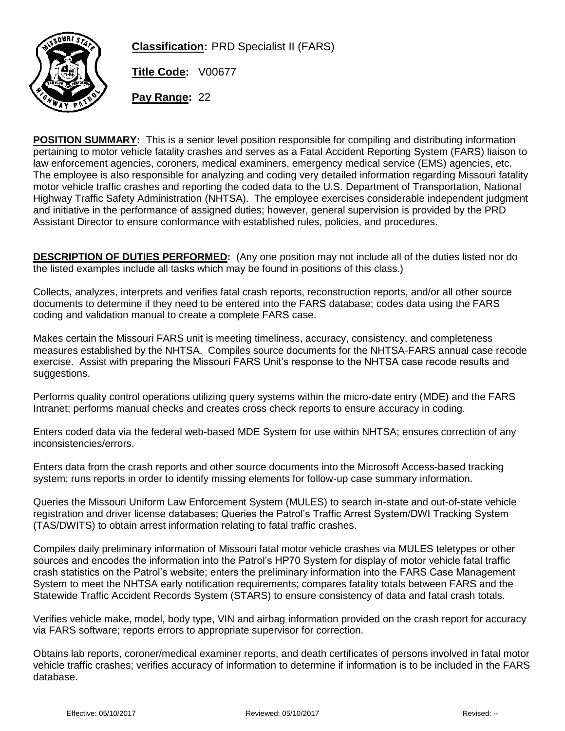**Classification:** PRD Specialist II (FARS)

**Title Code:** V00677

**Pay Range:** 22

**POSITION SUMMARY:** This is a senior level position responsible for compiling and distributing information pertaining to motor vehicle fatality crashes and serves as a Fatal Accident Reporting System (FARS) liaison to law enforcement agencies, coroners, medical examiners, emergency medical service (EMS) agencies, etc. The employee is also responsible for analyzing and coding very detailed information regarding Missouri fatality motor vehicle traffic crashes and reporting the coded data to the U.S. Department of Transportation, National Highway Traffic Safety Administration (NHTSA). The employee exercises considerable independent judgment and initiative in the performance of assigned duties; however, general supervision is provided by the PRD Assistant Director to ensure conformance with established rules, policies, and procedures.

**DESCRIPTION OF DUTIES PERFORMED:** (Any one position may not include all of the duties listed nor do the listed examples include all tasks which may be found in positions of this class.)

Collects, analyzes, interprets and verifies fatal crash reports, reconstruction reports, and/or all other source documents to determine if they need to be entered into the FARS database; codes data using the FARS coding and validation manual to create a complete FARS case.

Makes certain the Missouri FARS unit is meeting timeliness, accuracy, consistency, and completeness measures established by the NHTSA. Compiles source documents for the NHTSA-FARS annual case recode exercise. Assist with preparing the Missouri FARS Unit's response to the NHTSA case recode results and suggestions.

Performs quality control operations utilizing query systems within the micro-date entry (MDE) and the FARS Intranet; performs manual checks and creates cross check reports to ensure accuracy in coding.

Enters coded data via the federal web-based MDE System for use within NHTSA; ensures correction of any inconsistencies/errors.

Enters data from the crash reports and other source documents into the Microsoft Access-based tracking system; runs reports in order to identify missing elements for follow-up case summary information.

Queries the Missouri Uniform Law Enforcement System (MULES) to search in-state and out-of-state vehicle registration and driver license databases; Queries the Patrol's Traffic Arrest System/DWI Tracking System (TAS/DWITS) to obtain arrest information relating to fatal traffic crashes.

Compiles daily preliminary information of Missouri fatal motor vehicle crashes via MULES teletypes or other sources and encodes the information into the Patrol's HP70 System for display of motor vehicle fatal traffic crash statistics on the Patrol's website; enters the preliminary information into the FARS Case Management System to meet the NHTSA early notification requirements; compares fatality totals between FARS and the Statewide Traffic Accident Records System (STARS) to ensure consistency of data and fatal crash totals.

Verifies vehicle make, model, body type, VIN and airbag information provided on the crash report for accuracy via FARS software; reports errors to appropriate supervisor for correction.

Obtains lab reports, coroner/medical examiner reports, and death certificates of persons involved in fatal motor vehicle traffic crashes; verifies accuracy of information to determine if information is to be included in the FARS database.

Effective: 05/10/2017 Reviewed: 05/10/2017 Revised: --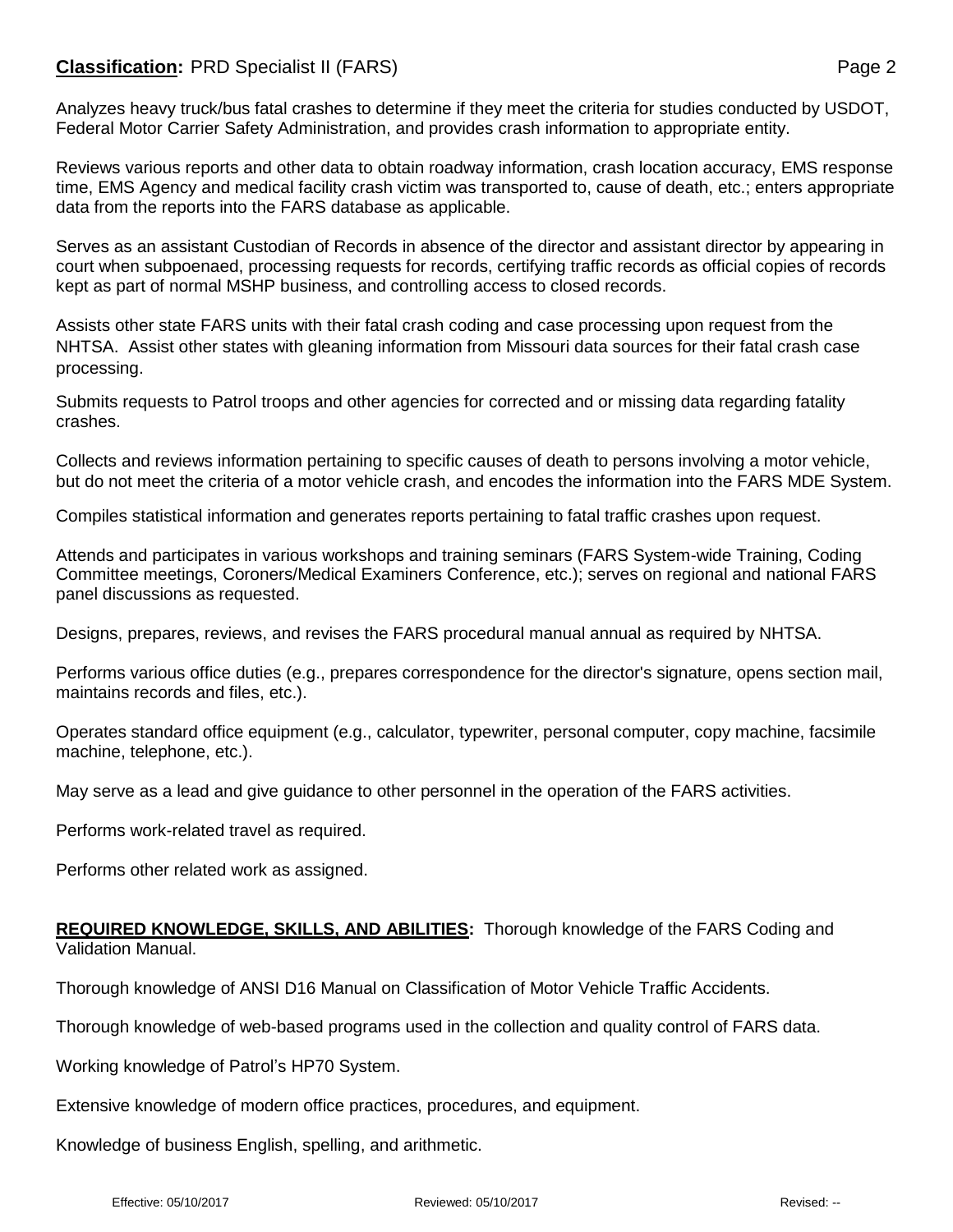Analyzes heavy truck/bus fatal crashes to determine if they meet the criteria for studies conducted by USDOT, Federal Motor Carrier Safety Administration, and provides crash information to appropriate entity.

Reviews various reports and other data to obtain roadway information, crash location accuracy, EMS response time, EMS Agency and medical facility crash victim was transported to, cause of death, etc.; enters appropriate data from the reports into the FARS database as applicable.

Serves as an assistant Custodian of Records in absence of the director and assistant director by appearing in court when subpoenaed, processing requests for records, certifying traffic records as official copies of records kept as part of normal MSHP business, and controlling access to closed records.

Assists other state FARS units with their fatal crash coding and case processing upon request from the NHTSA. Assist other states with gleaning information from Missouri data sources for their fatal crash case processing.

Submits requests to Patrol troops and other agencies for corrected and or missing data regarding fatality crashes.

Collects and reviews information pertaining to specific causes of death to persons involving a motor vehicle, but do not meet the criteria of a motor vehicle crash, and encodes the information into the FARS MDE System.

Compiles statistical information and generates reports pertaining to fatal traffic crashes upon request.

Attends and participates in various workshops and training seminars (FARS System-wide Training, Coding Committee meetings, Coroners/Medical Examiners Conference, etc.); serves on regional and national FARS panel discussions as requested.

Designs, prepares, reviews, and revises the FARS procedural manual annual as required by NHTSA.

Performs various office duties (e.g., prepares correspondence for the director's signature, opens section mail, maintains records and files, etc.).

Operates standard office equipment (e.g., calculator, typewriter, personal computer, copy machine, facsimile machine, telephone, etc.).

May serve as a lead and give guidance to other personnel in the operation of the FARS activities.

Performs work-related travel as required.

Performs other related work as assigned.

**REQUIRED KNOWLEDGE, SKILLS, AND ABILITIES:** Thorough knowledge of the FARS Coding and Validation Manual.

Thorough knowledge of ANSI D16 Manual on Classification of Motor Vehicle Traffic Accidents.

Thorough knowledge of web-based programs used in the collection and quality control of FARS data.

Working knowledge of Patrol's HP70 System.

Extensive knowledge of modern office practices, procedures, and equipment.

Knowledge of business English, spelling, and arithmetic.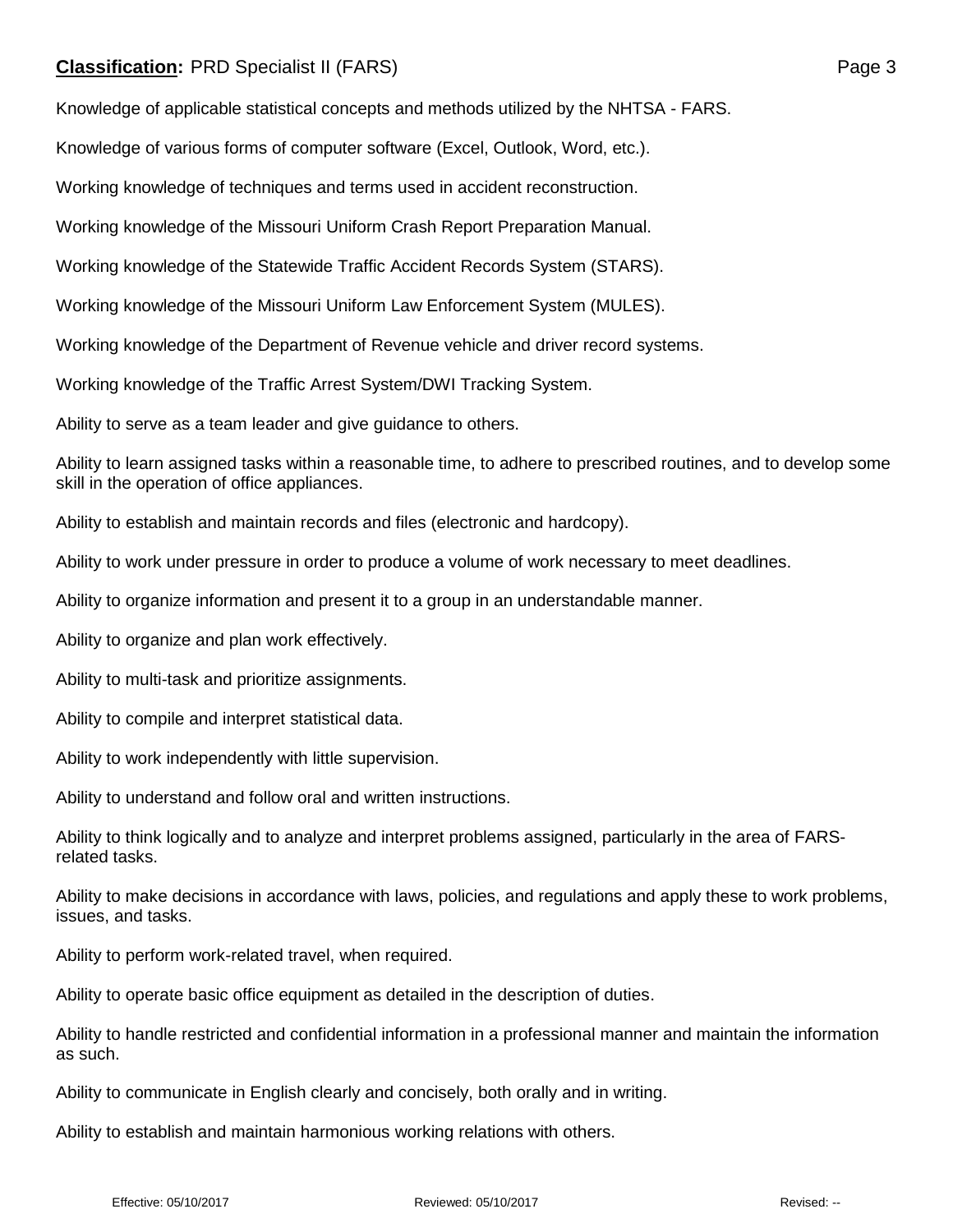Knowledge of applicable statistical concepts and methods utilized by the NHTSA - FARS.

Knowledge of various forms of computer software (Excel, Outlook, Word, etc.).

Working knowledge of techniques and terms used in accident reconstruction.

Working knowledge of the Missouri Uniform Crash Report Preparation Manual.

Working knowledge of the Statewide Traffic Accident Records System (STARS).

Working knowledge of the Missouri Uniform Law Enforcement System (MULES).

Working knowledge of the Department of Revenue vehicle and driver record systems.

Working knowledge of the Traffic Arrest System/DWI Tracking System.

Ability to serve as a team leader and give guidance to others.

Ability to learn assigned tasks within a reasonable time, to adhere to prescribed routines, and to develop some skill in the operation of office appliances.

Ability to establish and maintain records and files (electronic and hardcopy).

Ability to work under pressure in order to produce a volume of work necessary to meet deadlines.

Ability to organize information and present it to a group in an understandable manner.

Ability to organize and plan work effectively.

Ability to multi-task and prioritize assignments.

Ability to compile and interpret statistical data.

Ability to work independently with little supervision.

Ability to understand and follow oral and written instructions.

Ability to think logically and to analyze and interpret problems assigned, particularly in the area of FARS-related tasks.

Ability to make decisions in accordance with laws, policies, and regulations and apply these to work problems, issues, and tasks.

Ability to perform work-related travel, when required.

Ability to operate basic office equipment as detailed in the description of duties.

Ability to handle restricted and confidential information in a professional manner and maintain the information as such.

Ability to communicate in English clearly and concisely, both orally and in writing.

Ability to establish and maintain harmonious working relations with others.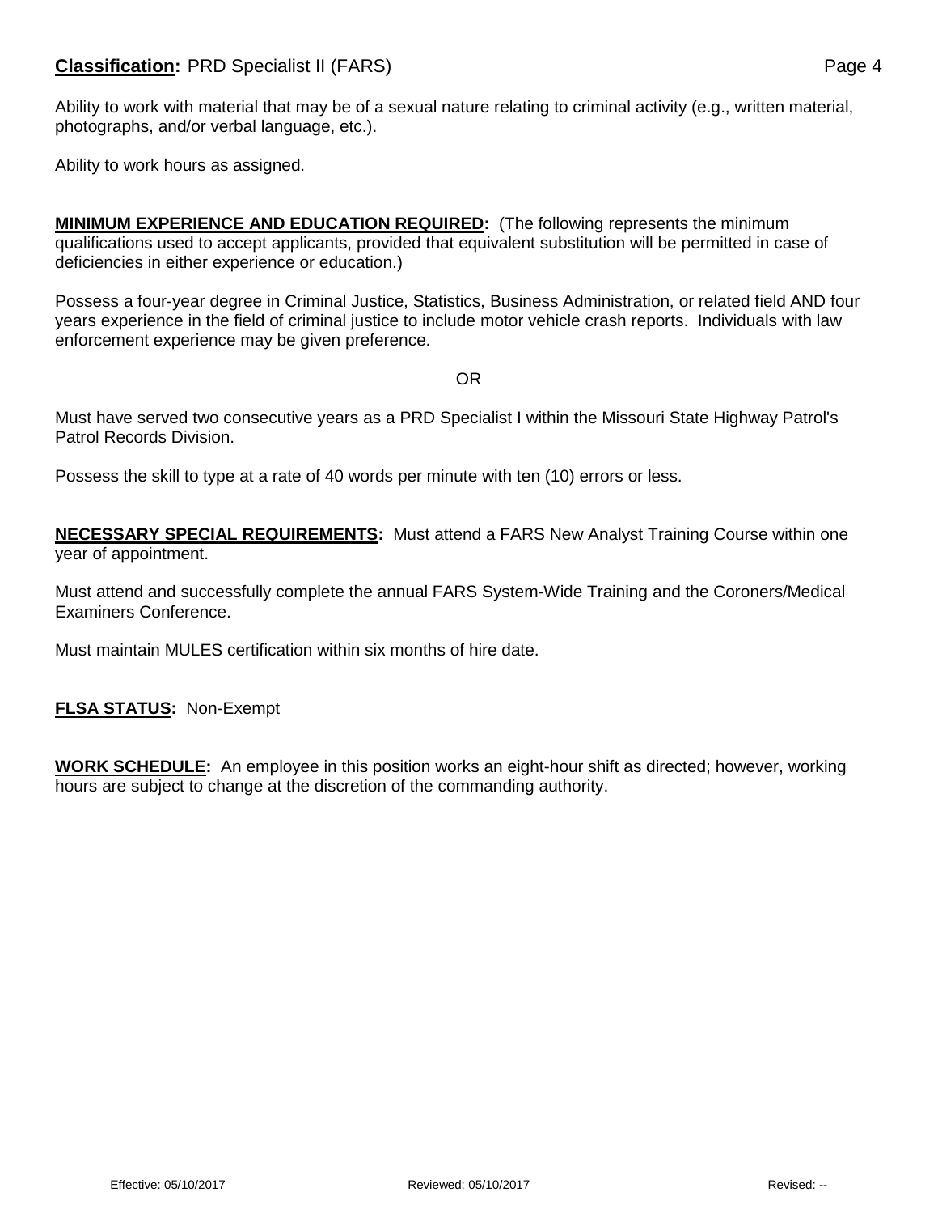Ability to work with material that may be of a sexual nature relating to criminal activity (e.g., written material, photographs, and/or verbal language, etc.).

Ability to work hours as assigned.

**MINIMUM EXPERIENCE AND EDUCATION REQUIRED:** (The following represents the minimum qualifications used to accept applicants, provided that equivalent substitution will be permitted in case of deficiencies in either experience or education.)

Possess a four-year degree in Criminal Justice, Statistics, Business Administration, or related field AND four years experience in the field of criminal justice to include motor vehicle crash reports. Individuals with law enforcement experience may be given preference.

OR

Must have served two consecutive years as a PRD Specialist I within the Missouri State Highway Patrol's Patrol Records Division.

Possess the skill to type at a rate of 40 words per minute with ten (10) errors or less.

**NECESSARY SPECIAL REQUIREMENTS:** Must attend a FARS New Analyst Training Course within one year of appointment.

Must attend and successfully complete the annual FARS System-Wide Training and the Coroners/Medical Examiners Conference.

Must maintain MULES certification within six months of hire date.

**FLSA STATUS:** Non-Exempt

**WORK SCHEDULE:** An employee in this position works an eight-hour shift as directed; however, working hours are subject to change at the discretion of the commanding authority.